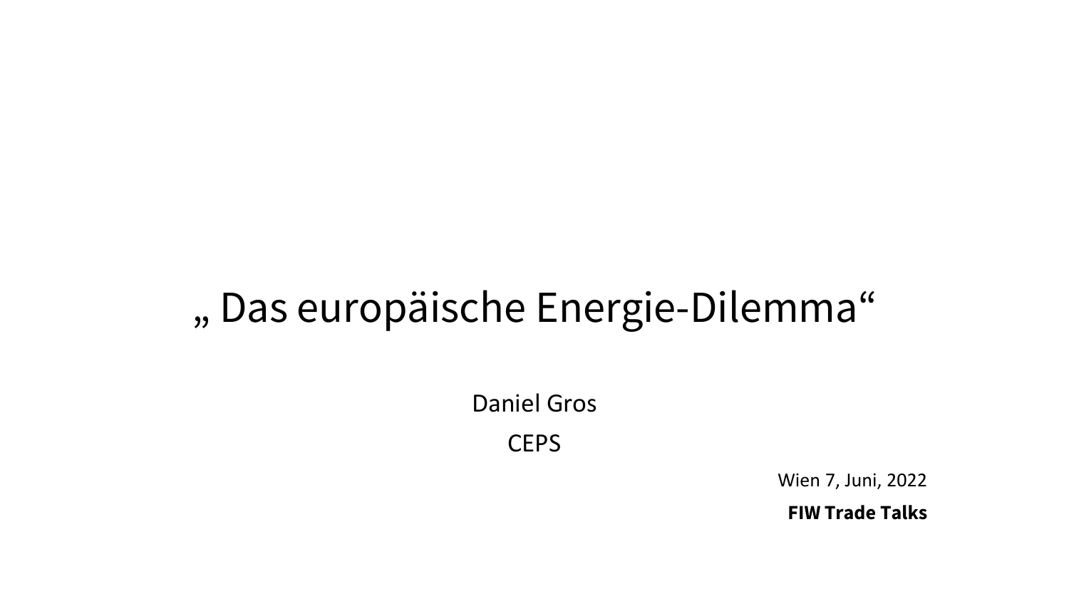# „ Das europäische Energie-Dilemma“

Daniel Gros

CEPS

Wien 7, Juni, 2022

**FIW Trade Talks**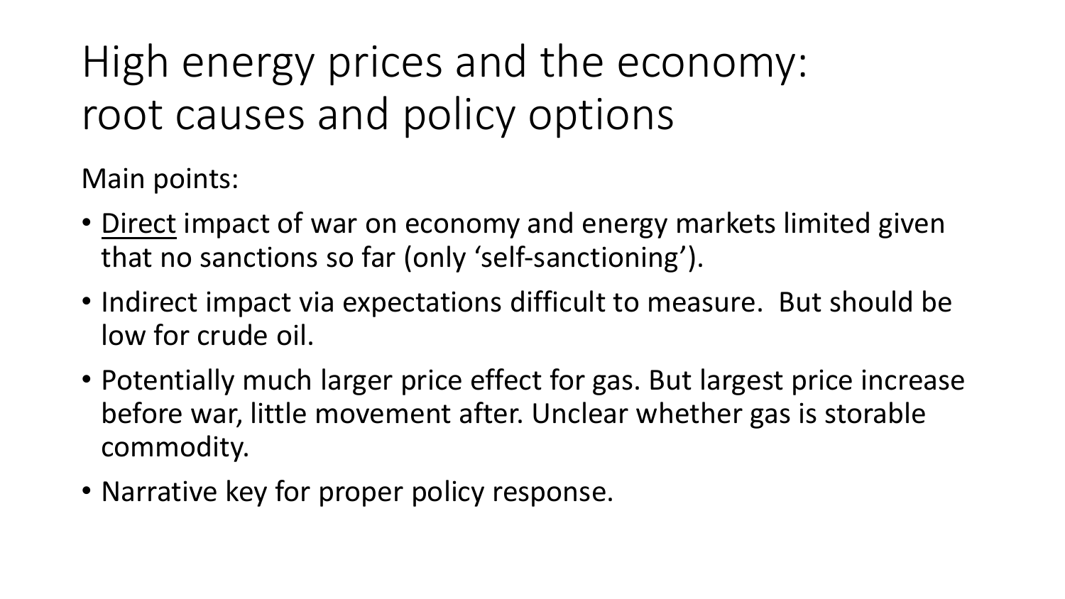# High energy prices and the economy: root causes and policy options

Main points:

- <u>Direct</u> impact of war on economy and energy markets limited given that no sanctions so far (only 'self-sanctioning').
- Indirect impact via expectations difficult to measure. But should be low for crude oil.
- Potentially much larger price effect for gas. But largest price increase before war, little movement after. Unclear whether gas is storable commodity.
- Narrative key for proper policy response.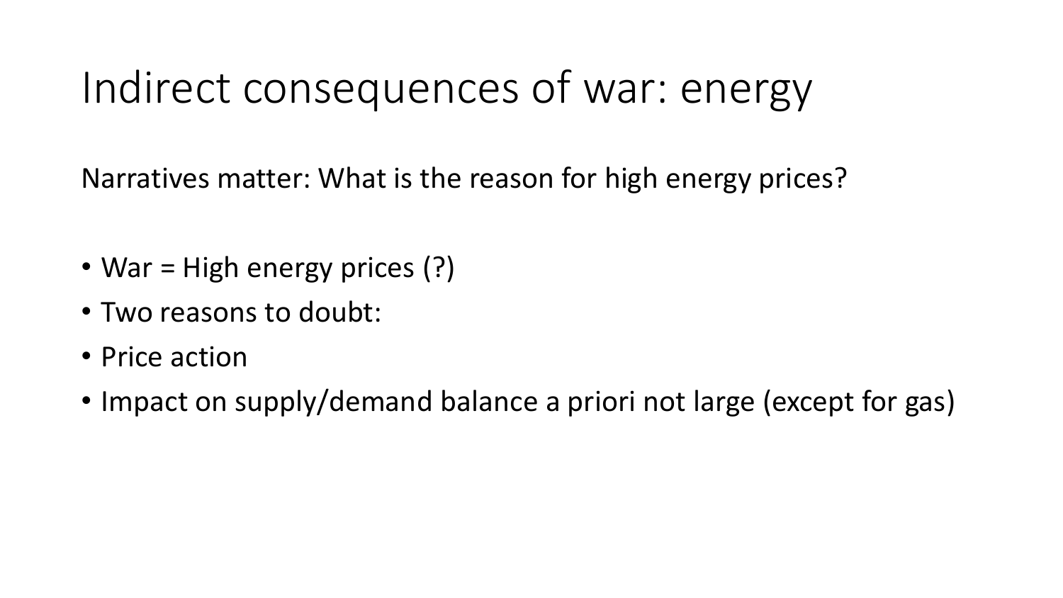# Indirect consequences of war: energy

Narratives matter: What is the reason for high energy prices?

- War = High energy prices (?)
- Two reasons to doubt:
- Price action
- Impact on supply/demand balance a priori not large (except for gas)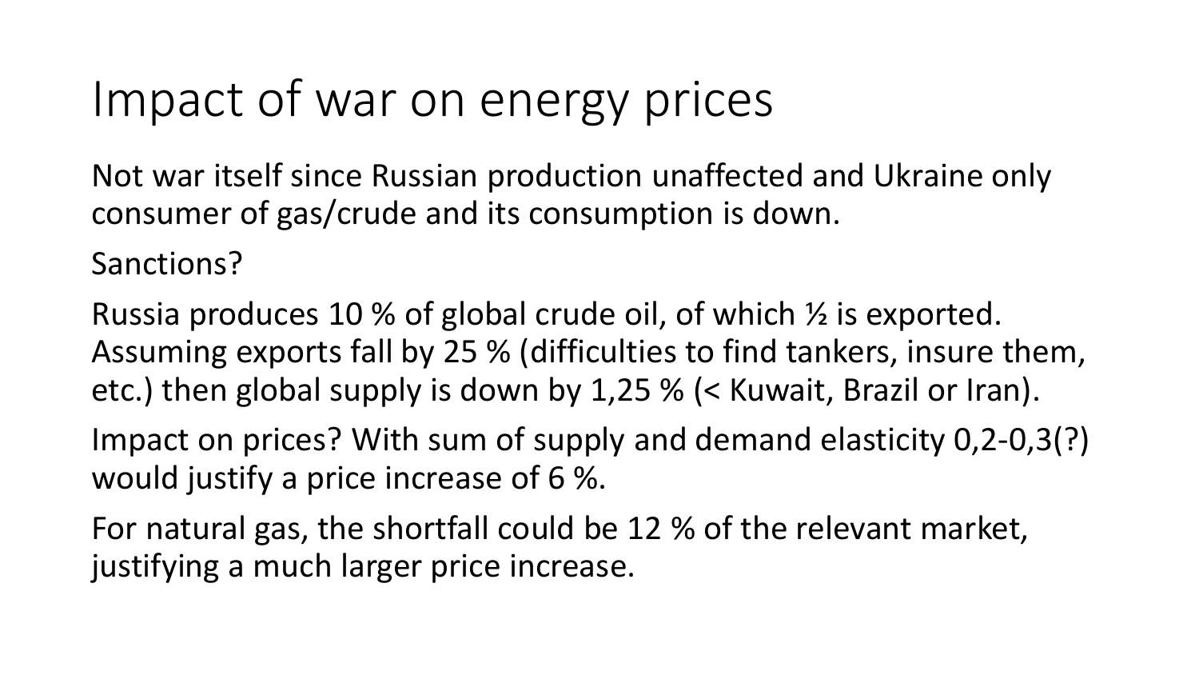# Impact of war on energy prices

Not war itself since Russian production unaffected and Ukraine only consumer of gas/crude and its consumption is down.

Sanctions?

Russia produces 10 % of global crude oil, of which ½ is exported. Assuming exports fall by 25 % (difficulties to find tankers, insure them, etc.) then global supply is down by 1,25 % (< Kuwait, Brazil or Iran).

Impact on prices? With sum of supply and demand elasticity 0,2-0,3(?) would justify a price increase of 6 %.

For natural gas, the shortfall could be 12 % of the relevant market, justifying a much larger price increase.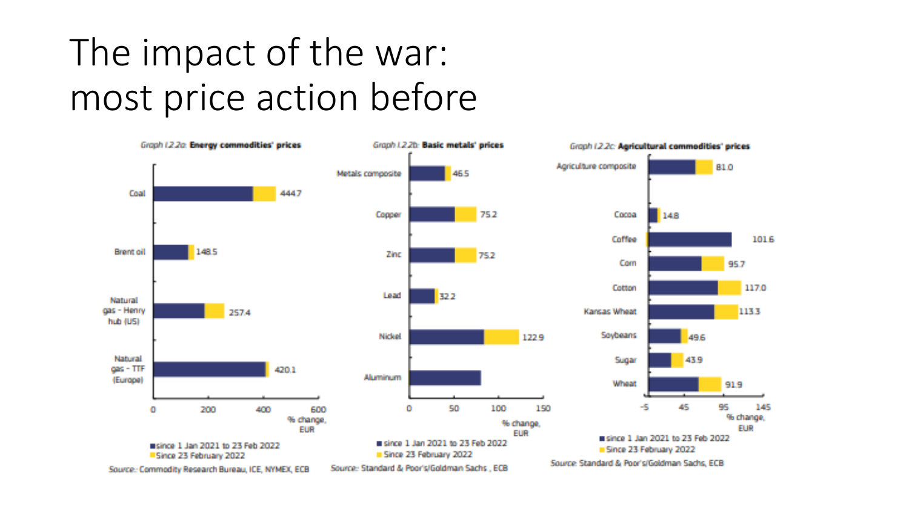# The impact of the war: most price action before

*Graph I.2.2a:* **Energy commodities' prices**

| | % change, EUR |
|---|---|
| Coal | 444.7 |
| Brent oil | 148.5 |
| Natural gas - Henry hub (US) | 257.4 |
| Natural gas - TTF (Europe) | 420.1 |

■ since 1 Jan 2021 to 23 Feb 2022
■ Since 23 February 2022

Source: Commodity Research Bureau, ICE, NYMEX, ECB

*Graph I.2.2b:* **Basic metals' prices**

| | % change, EUR |
|---|---|
| Metals composite | 46.5 |
| Copper | 75.2 |
| Zinc | 75.2 |
| Lead | 32.2 |
| Nickel | 122.9 |
| Aluminum | |

■ since 1 Jan 2021 to 23 Feb 2022
■ Since 23 February 2022

Source: Standard & Poor's/Goldman Sachs, ECB

*Graph I.2.2c:* **Agricultural commodities' prices**

| | % change, EUR |
|---|---|
| Agriculture composite | 81.0 |
| Cocoa | 14.8 |
| Coffee | 101.6 |
| Corn | 95.7 |
| Cotton | 117.0 |
| Kansas Wheat | 113.3 |
| Soybeans | 49.6 |
| Sugar | 43.9 |
| Wheat | 91.9 |

■ since 1 Jan 2021 to 23 Feb 2022
■ Since 23 February 2022

Source: Standard & Poor's/Goldman Sachs, ECB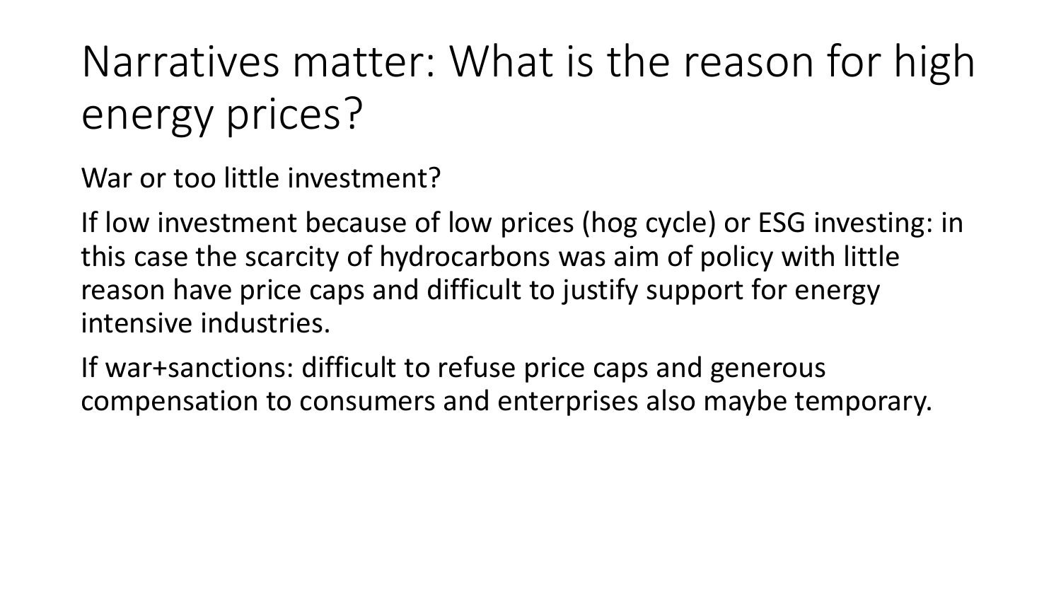# Narratives matter: What is the reason for high energy prices?

War or too little investment?

If low investment because of low prices (hog cycle) or ESG investing: in this case the scarcity of hydrocarbons was aim of policy with little reason have price caps and difficult to justify support for energy intensive industries.

If war+sanctions: difficult to refuse price caps and generous compensation to consumers and enterprises also maybe temporary.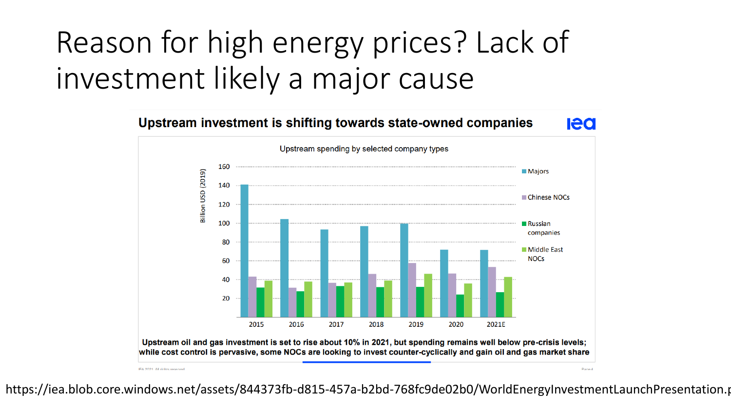# Reason for high energy prices? Lack of investment likely a major cause

**Upstream investment is shifting towards state-owned companies**

Upstream spending by selected company types

Billion USD (2019)

Majors, Chinese NOCs, Russian companies, Middle East NOCs

2015, 2016, 2017, 2018, 2019, 2020, 2021E

**Upstream oil and gas investment is set to rise about 10% in 2021, but spending remains well below pre-crisis levels; while cost control is pervasive, some NOCs are looking to invest counter-cyclically and gain oil and gas market share**

https://iea.blob.core.windows.net/assets/844373fb-d815-457a-b2bd-768fc9de02b0/WorldEnergyInvestmentLaunchPresentation.p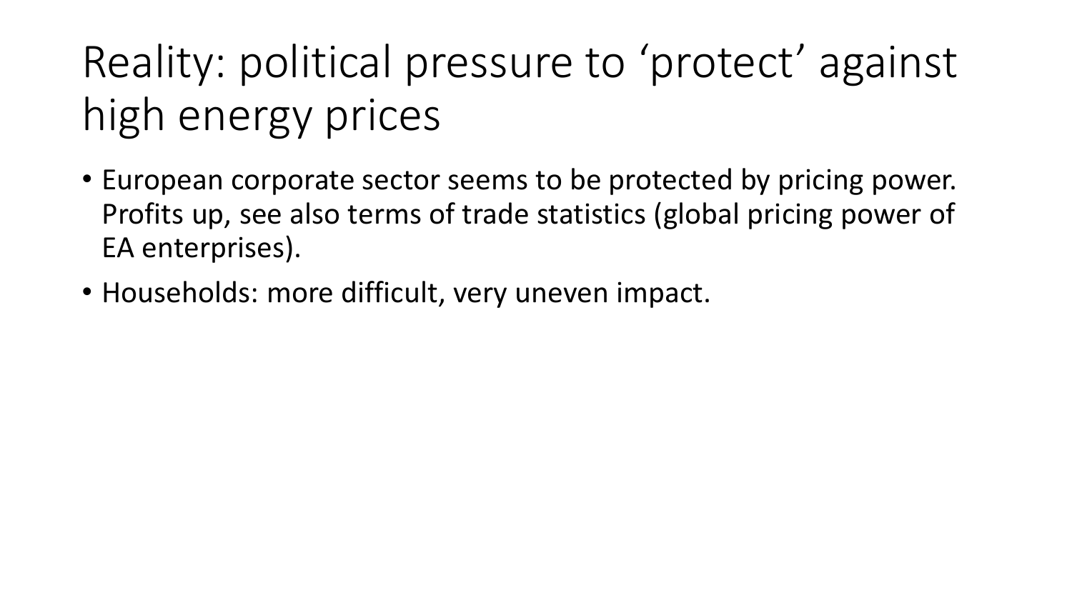# Reality: political pressure to ‘protect’ against high energy prices

- European corporate sector seems to be protected by pricing power. Profits up, see also terms of trade statistics (global pricing power of EA enterprises).
- Households: more difficult, very uneven impact.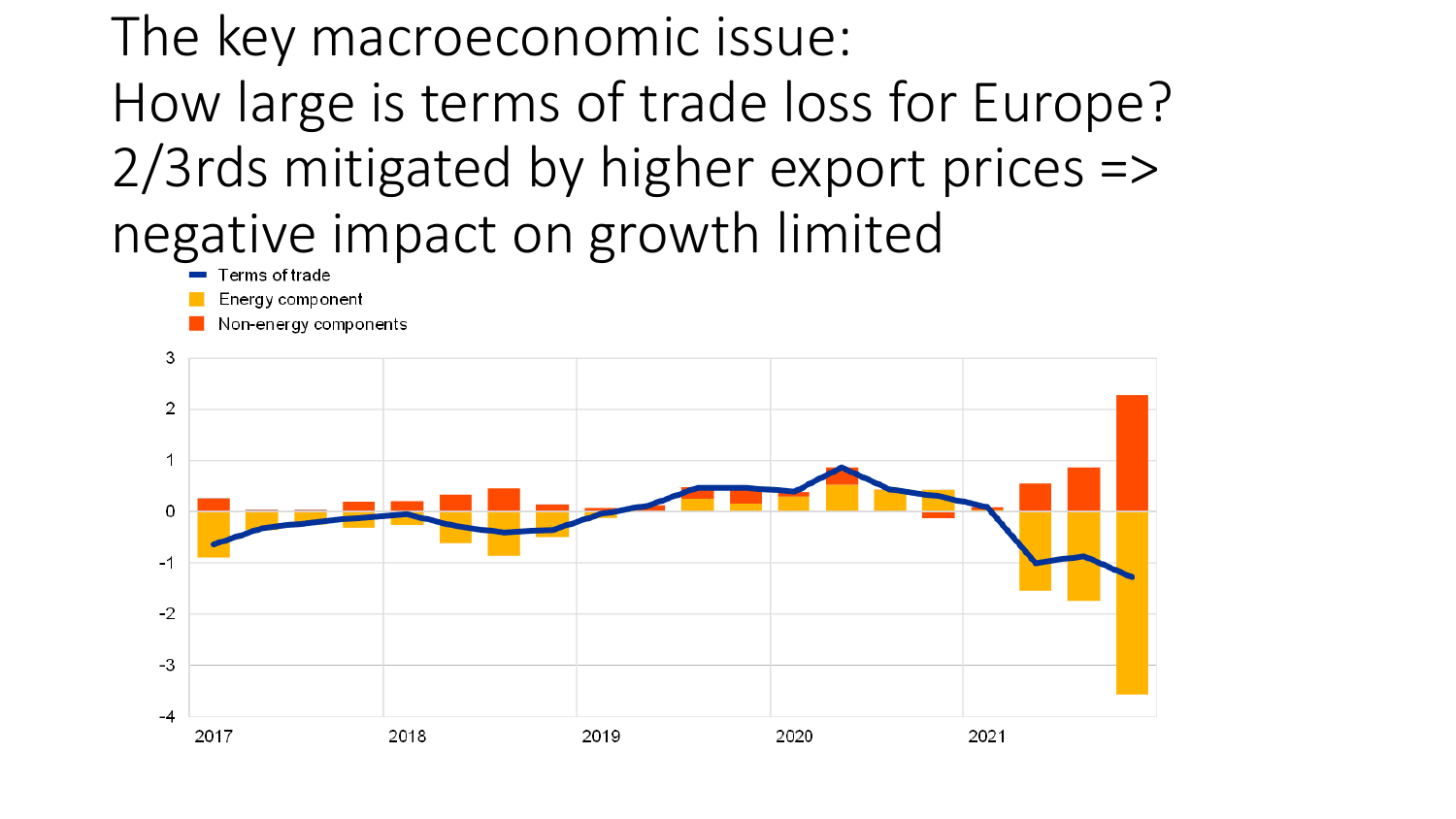# The key macroeconomic issue: How large is terms of trade loss for Europe? 2/3rds mitigated by higher export prices => negative impact on growth limited

- Terms of trade
- Energy component
- Non-energy components

3
2
1
0
-1
-2
-3
-4

2017 2018 2019 2020 2021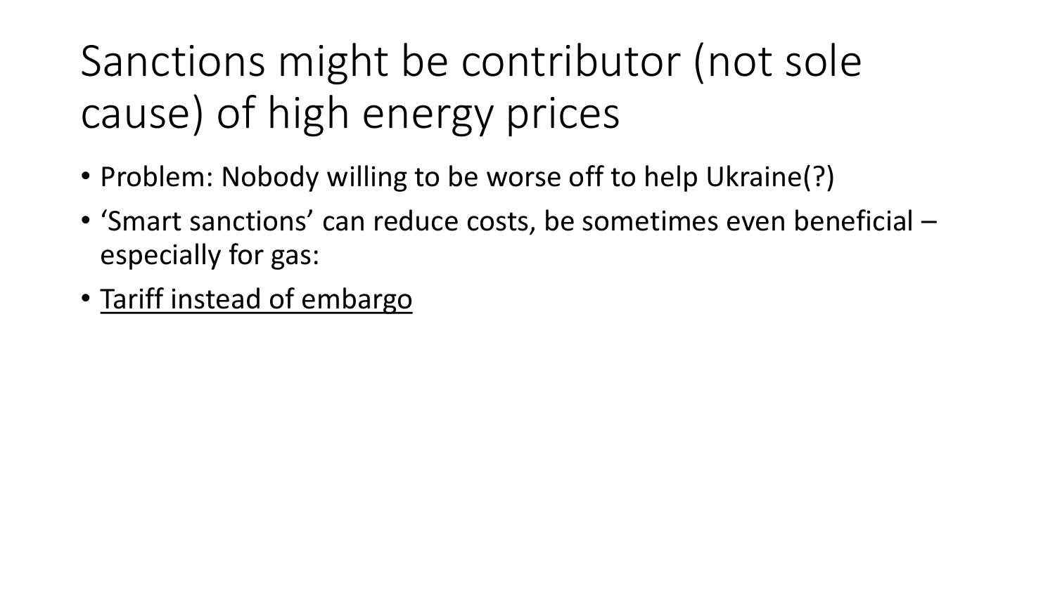# Sanctions might be contributor (not sole cause) of high energy prices

- Problem: Nobody willing to be worse off to help Ukraine(?)
- 'Smart sanctions' can reduce costs, be sometimes even beneficial – especially for gas:
- <u>Tariff instead of embargo</u>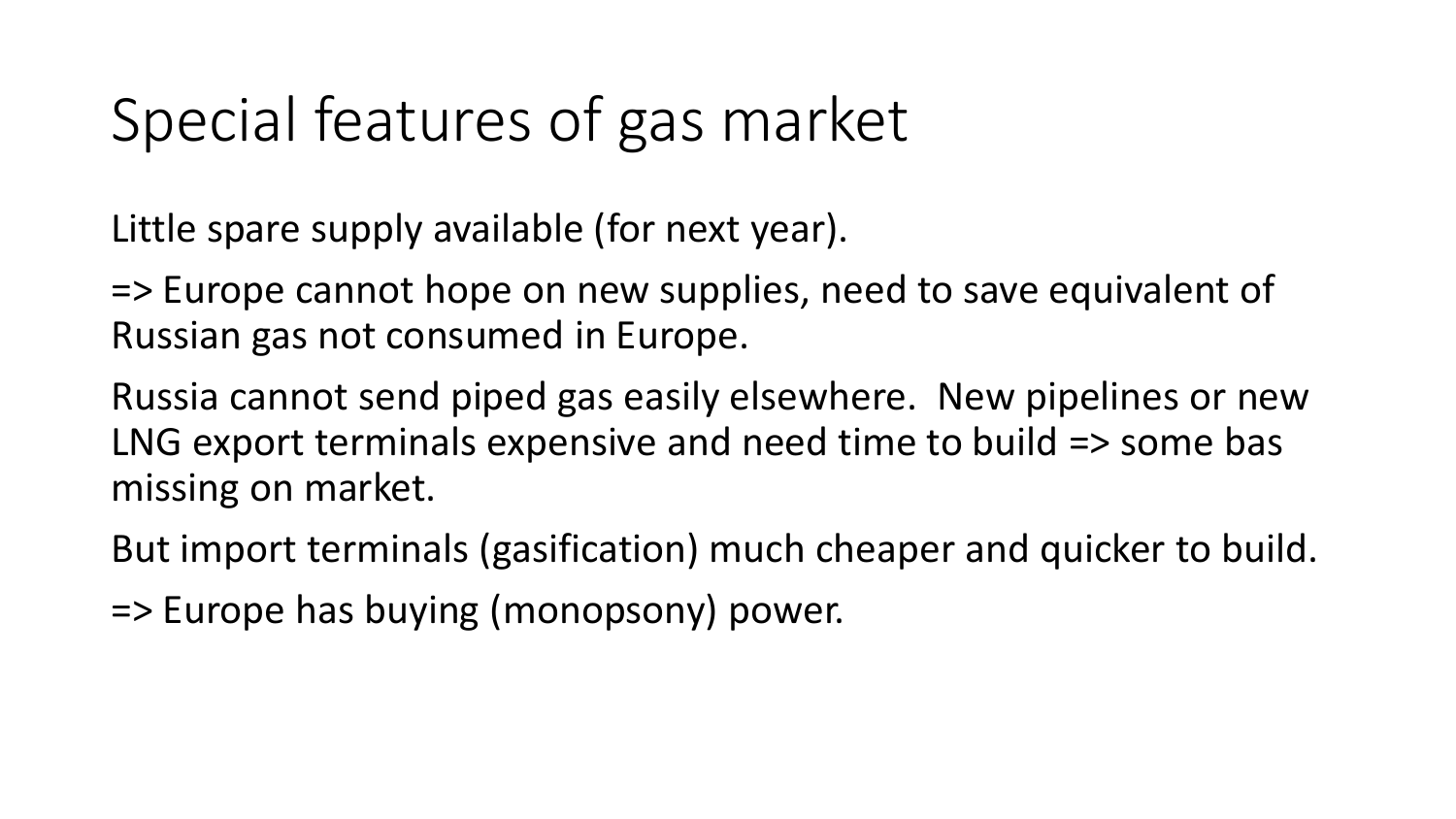# Special features of gas market

Little spare supply available (for next year).

=> Europe cannot hope on new supplies, need to save equivalent of Russian gas not consumed in Europe.

Russia cannot send piped gas easily elsewhere. New pipelines or new LNG export terminals expensive and need time to build => some bas missing on market.

But import terminals (gasification) much cheaper and quicker to build.

=> Europe has buying (monopsony) power.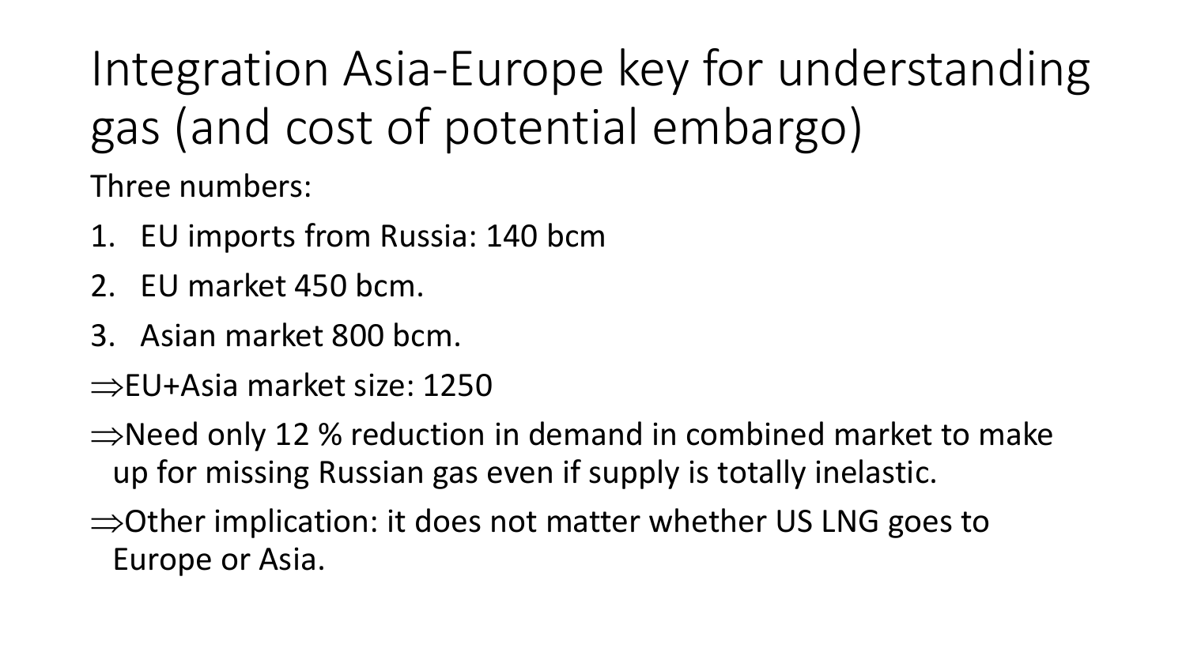# Integration Asia-Europe key for understanding gas (and cost of potential embargo)

Three numbers:

1. EU imports from Russia: 140 bcm
2. EU market 450 bcm.
3. Asian market 800 bcm.

$\Rightarrow$EU+Asia market size: 1250

$\Rightarrow$Need only 12 % reduction in demand in combined market to make up for missing Russian gas even if supply is totally inelastic.

$\Rightarrow$Other implication: it does not matter whether US LNG goes to Europe or Asia.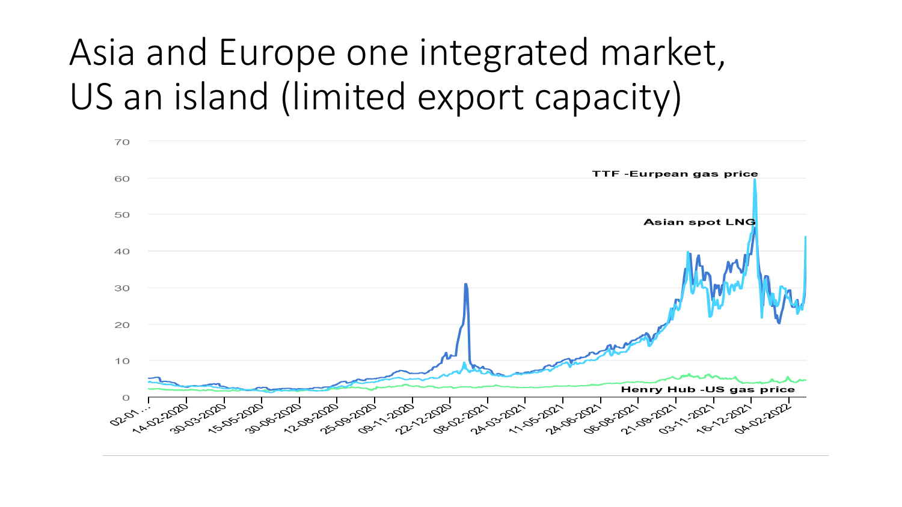# Asia and Europe one integrated market, US an island (limited export capacity)

TTF -Eurpean gas price

Asian spot LNG

Henry Hub -US gas price

70
60
50
40
30
20
10
0

02-01-… 14-02-2020 30-03-2020 15-05-2020 30-06-2020 12-08-2020 25-09-2020 09-11-2020 22-12-2020 08-02-2021 24-03-2021 11-05-2021 24-06-2021 06-08-2021 21-09-2021 03-11-2021 16-12-2021 04-02-2022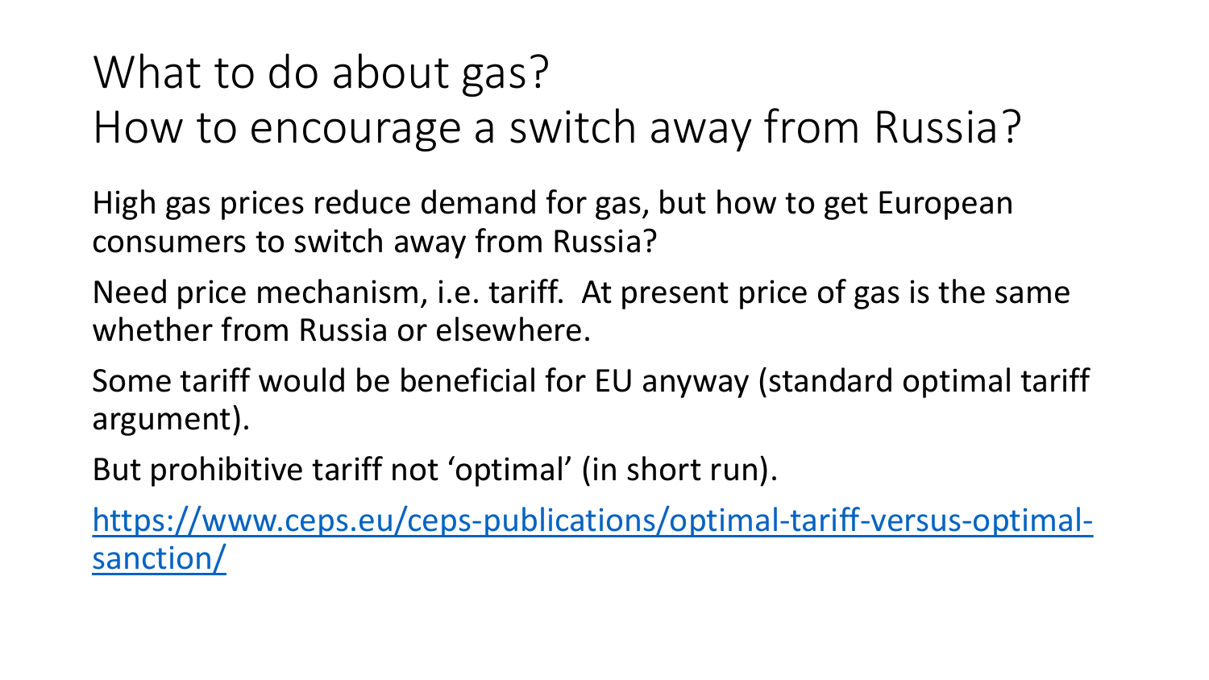# What to do about gas?
# How to encourage a switch away from Russia?

High gas prices reduce demand for gas, but how to get European consumers to switch away from Russia?

Need price mechanism, i.e. tariff. At present price of gas is the same whether from Russia or elsewhere.

Some tariff would be beneficial for EU anyway (standard optimal tariff argument).

But prohibitive tariff not 'optimal' (in short run).

[https://www.ceps.eu/ceps-publications/optimal-tariff-versus-optimal-sanction/](https://www.ceps.eu/ceps-publications/optimal-tariff-versus-optimal-sanction/)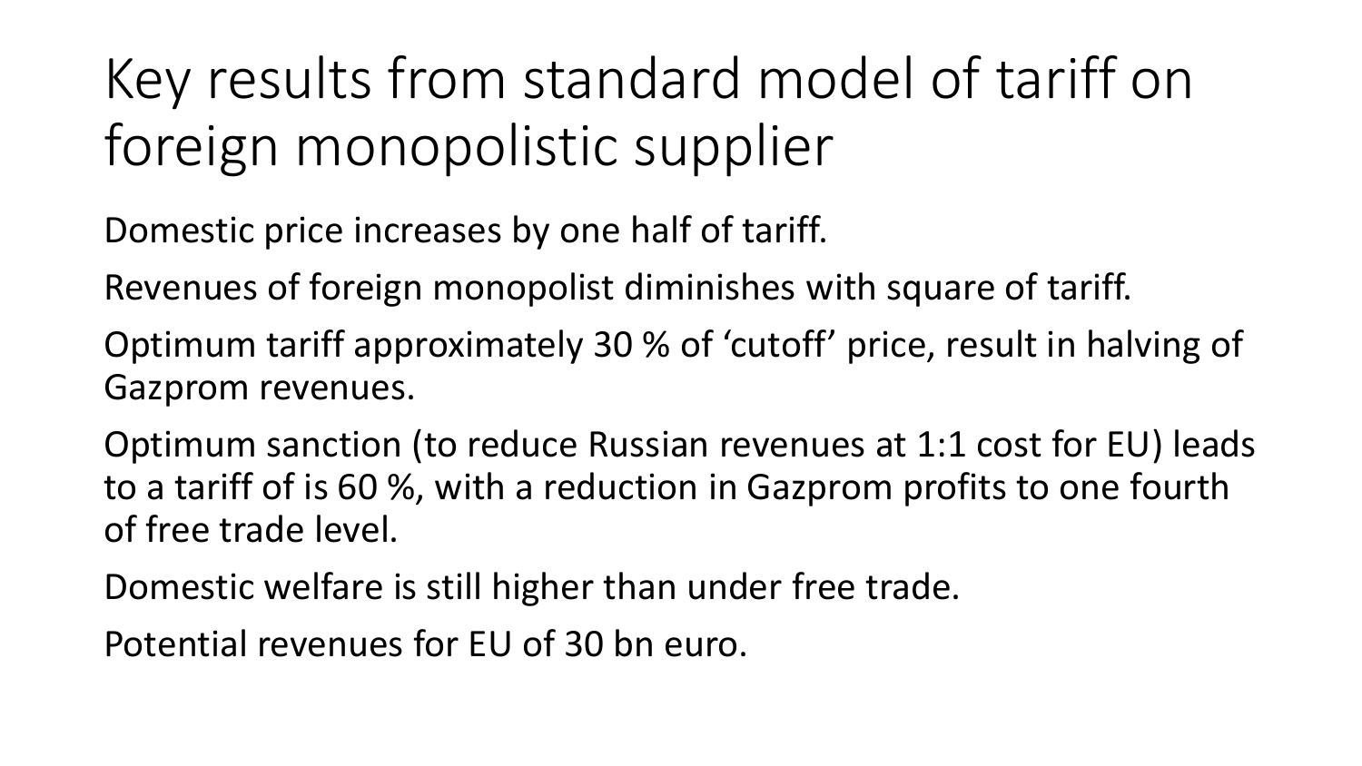# Key results from standard model of tariff on foreign monopolistic supplier

Domestic price increases by one half of tariff.

Revenues of foreign monopolist diminishes with square of tariff.

Optimum tariff approximately 30 % of 'cutoff' price, result in halving of Gazprom revenues.

Optimum sanction (to reduce Russian revenues at 1:1 cost for EU) leads to a tariff of is 60 %, with a reduction in Gazprom profits to one fourth of free trade level.

Domestic welfare is still higher than under free trade.

Potential revenues for EU of 30 bn euro.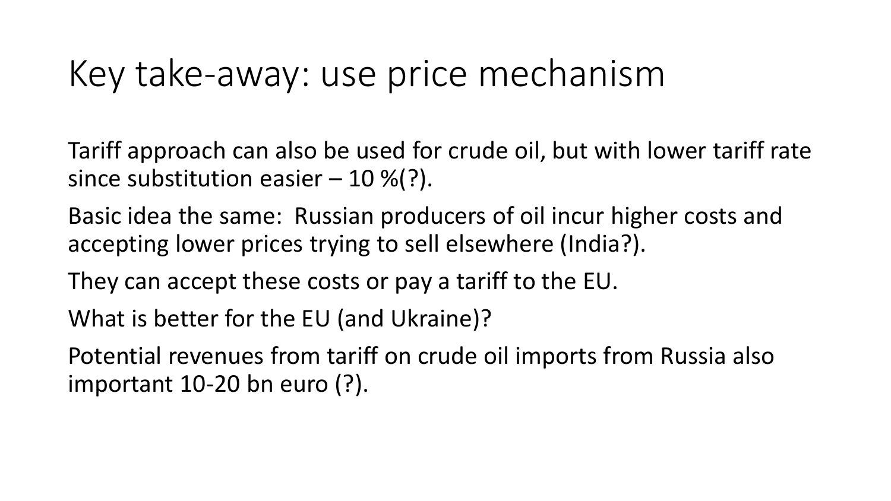# Key take-away: use price mechanism

Tariff approach can also be used for crude oil, but with lower tariff rate since substitution easier – 10 %(?).

Basic idea the same: Russian producers of oil incur higher costs and accepting lower prices trying to sell elsewhere (India?).

They can accept these costs or pay a tariff to the EU.

What is better for the EU (and Ukraine)?

Potential revenues from tariff on crude oil imports from Russia also important 10-20 bn euro (?).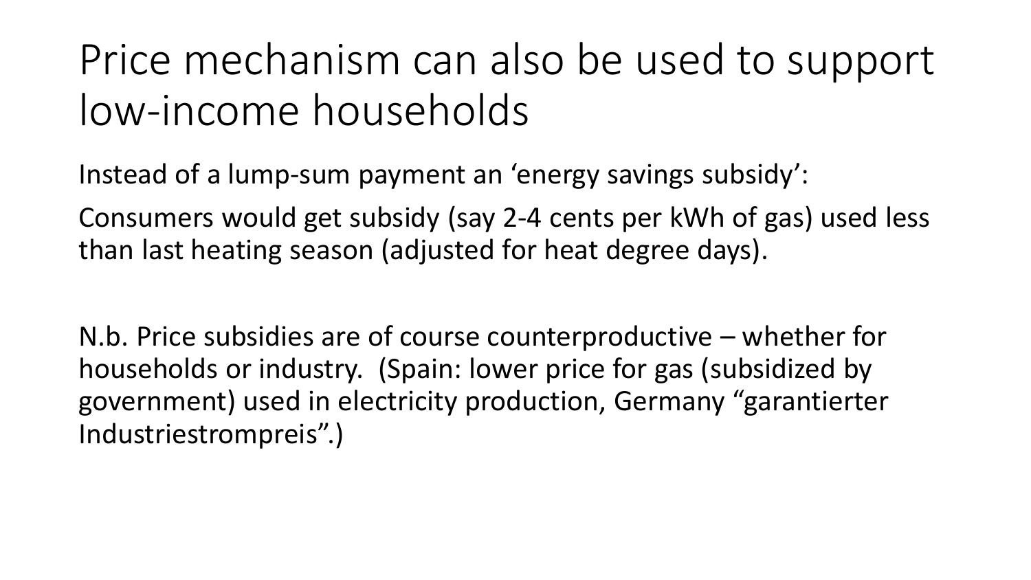# Price mechanism can also be used to support low-income households

Instead of a lump-sum payment an ‘energy savings subsidy’:

Consumers would get subsidy (say 2-4 cents per kWh of gas) used less than last heating season (adjusted for heat degree days).

N.b. Price subsidies are of course counterproductive – whether for households or industry. (Spain: lower price for gas (subsidized by government) used in electricity production, Germany “garantierter Industriestrompreis”.)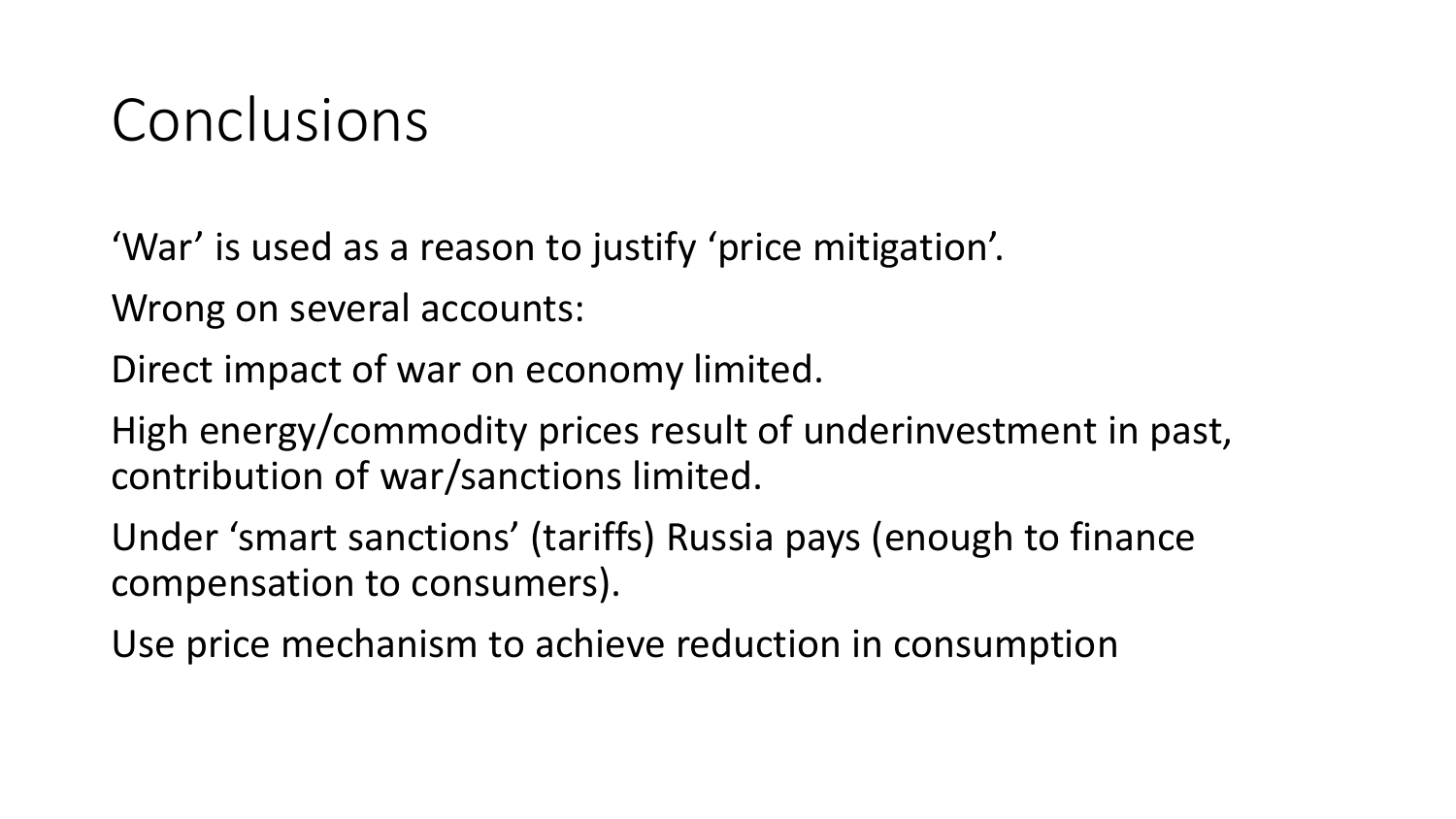# Conclusions

‘War’ is used as a reason to justify ‘price mitigation’.

Wrong on several accounts:

Direct impact of war on economy limited.

High energy/commodity prices result of underinvestment in past, contribution of war/sanctions limited.

Under ‘smart sanctions’ (tariffs) Russia pays (enough to finance compensation to consumers).

Use price mechanism to achieve reduction in consumption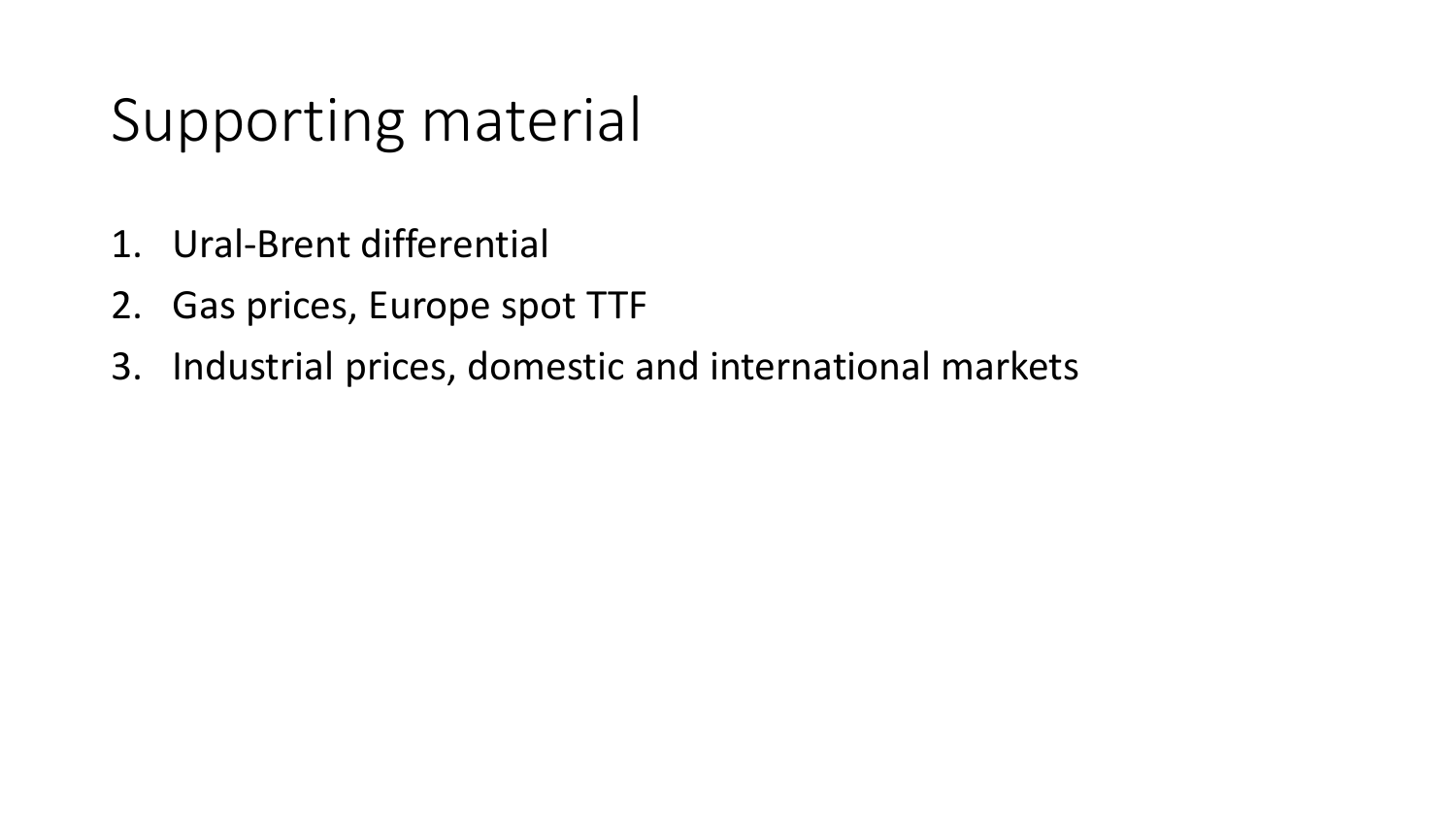# Supporting material

1. Ural-Brent differential
2. Gas prices, Europe spot TTF
3. Industrial prices, domestic and international markets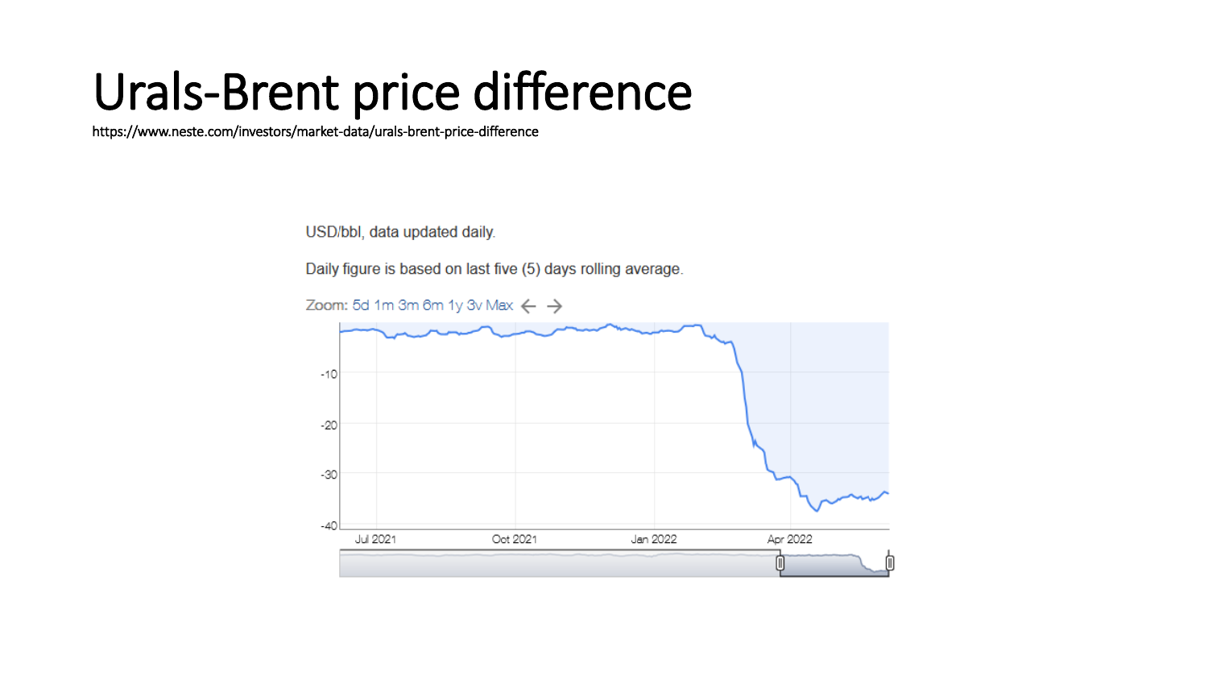# Urals-Brent price difference

https://www.neste.com/investors/market-data/urals-brent-price-difference

USD/bbl, data updated daily.

Daily figure is based on last five (5) days rolling average.

Zoom: 5d 1m 3m 6m 1y 3y Max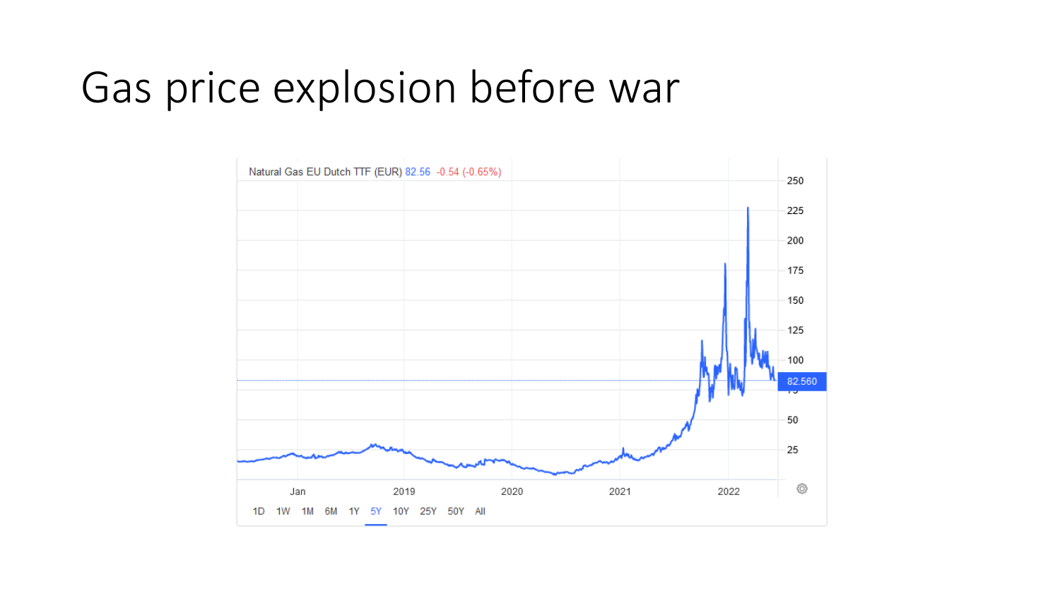# Gas price explosion before war

Natural Gas EU Dutch TTF (EUR) 82.56 -0.54 (-0.65%)

250
225
200
175
150
125
100
82.560
50
25

Jan 2019 2020 2021 2022

1D 1W 1M 6M 1Y 5Y 10Y 25Y 50Y All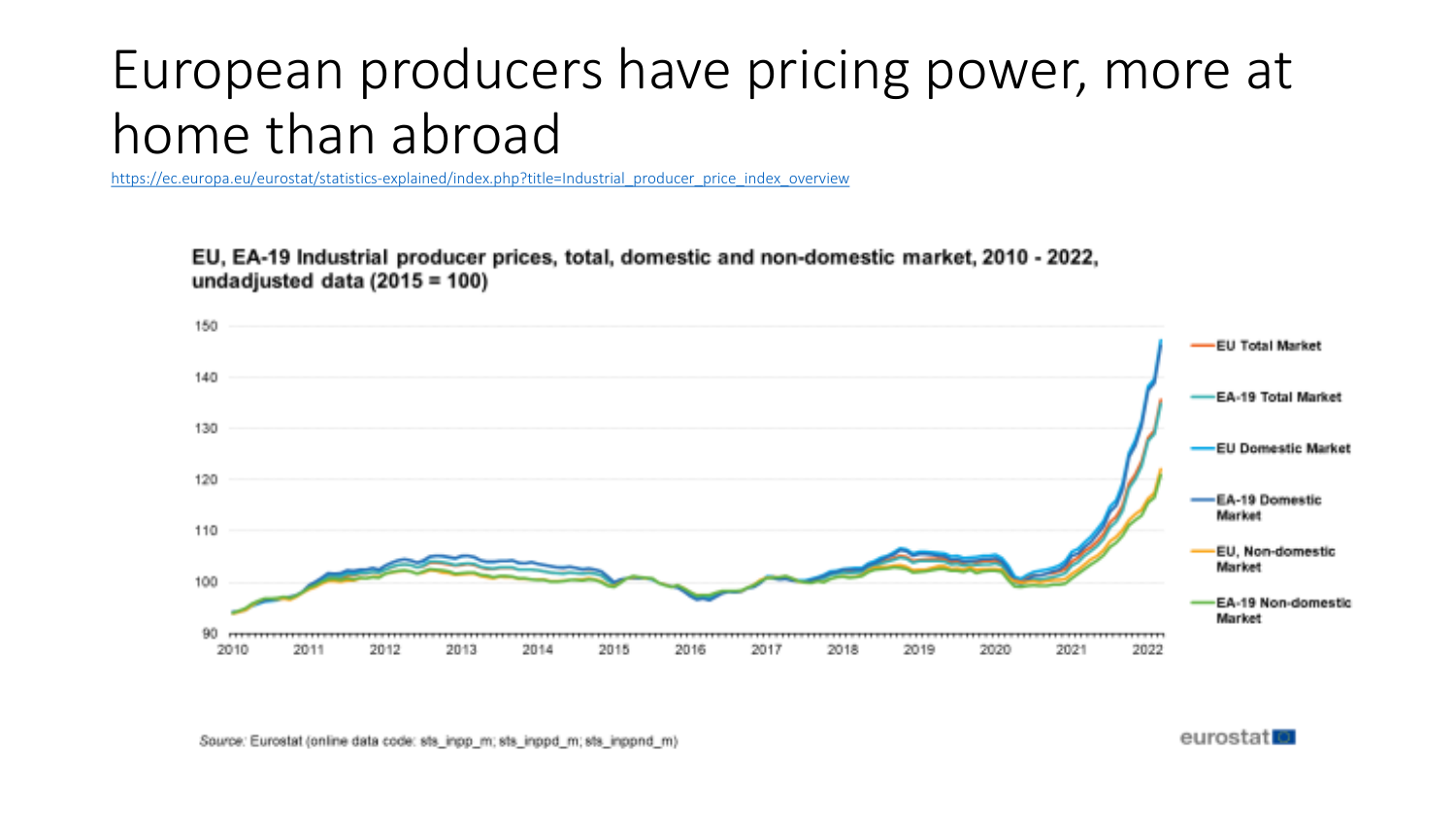# European producers have pricing power, more at home than abroad

https://ec.europa.eu/eurostat/statistics-explained/index.php?title=Industrial_producer_price_index_overview

**EU, EA-19 Industrial producer prices, total, domestic and non-domestic market, 2010 - 2022, undadjusted data (2015 = 100)**

150
140
130
120
110
100
90

2010 2011 2012 2013 2014 2015 2016 2017 2018 2019 2020 2021 2022

EU Total Market
EA-19 Total Market
EU Domestic Market
EA-19 Domestic Market
EU, Non-domestic Market
EA-19 Non-domestic Market

*Source:* Eurostat (online data code: sts_inpp_m; sts_inppd_m; sts_inppnd_m)

eurostat